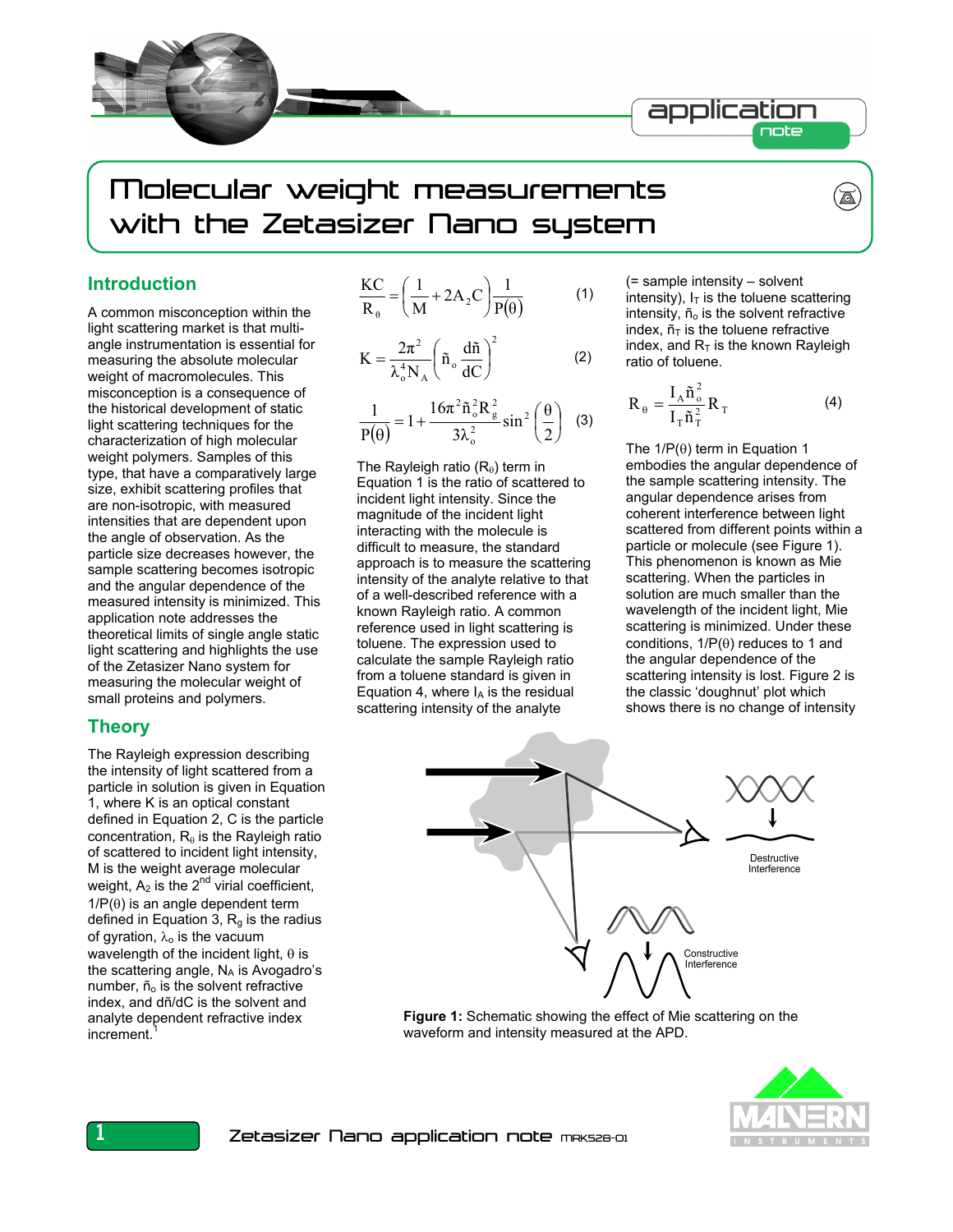# Molecular weight measurements with the Zetasizer Nano system

## Introduction

A common misconception within the light scattering market is that multi-angle instrumentation is essential for measuring the absolute molecular weight of macromolecules. This misconception is a consequence of the historical development of static light scattering techniques for the characterization of high molecular weight polymers. Samples of this type, that have a comparatively large size, exhibit scattering profiles that are non-isotropic, with measured intensities that are dependent upon the angle of observation. As the particle size decreases however, the sample scattering becomes isotropic and the angular dependence of the measured intensity is minimized. This application note addresses the theoretical limits of single angle static light scattering and highlights the use of the Zetasizer Nano system for measuring the molecular weight of small proteins and polymers.

## Theory

The Rayleigh expression describing the intensity of light scattered from a particle in solution is given in Equation 1, where K is an optical constant defined in Equation 2, C is the particle concentration, $R_\theta$ is the Rayleigh ratio of scattered to incident light intensity, M is the weight average molecular weight, $A_2$ is the 2nd virial coefficient, $1/P(\theta)$ is an angle dependent term defined in Equation 3, $R_g$ is the radius of gyration, $\lambda_o$ is the vacuum wavelength of the incident light, $\theta$ is the scattering angle, $N_A$ is Avogadro's number, $\tilde{n}_o$ is the solvent refractive index, and $d\tilde{n}/dC$ is the solvent and analyte dependent refractive index increment.[1]

$$\frac{KC}{R_\theta} = \left(\frac{1}{M} + 2A_2C\right)\frac{1}{P(\theta)} \qquad (1)$$

$$K = \frac{2\pi^2}{\lambda_o^4 N_A}\left(\tilde{n}_o \frac{d\tilde{n}}{dC}\right)^2 \qquad (2)$$

$$\frac{1}{P(\theta)} = 1 + \frac{16\pi^2 \tilde{n}_o^2 R_g^2}{3\lambda_o^2}\sin^2\left(\frac{\theta}{2}\right) \qquad (3)$$

The Rayleigh ratio ($R_\theta$) term in Equation 1 is the ratio of scattered to incident light intensity. Since the magnitude of the incident light interacting with the molecule is difficult to measure, the standard approach is to measure the scattering intensity of the analyte relative to that of a well-described reference with a known Rayleigh ratio. A common reference used in light scattering is toluene. The expression used to calculate the sample Rayleigh ratio from a toluene standard is given in Equation 4, where $I_A$ is the residual scattering intensity of the analyte (= sample intensity – solvent intensity), $I_T$ is the toluene scattering intensity, $\tilde{n}_o$ is the solvent refractive index, $\tilde{n}_T$ is the toluene refractive index, and $R_T$ is the known Rayleigh ratio of toluene.

$$R_\theta = \frac{I_A \tilde{n}_o^2}{I_T \tilde{n}_T^2} R_T \qquad (4)$$

The $1/P(\theta)$ term in Equation 1 embodies the angular dependence of the sample scattering intensity. The angular dependence arises from coherent interference between light scattered from different points within a particle or molecule (see Figure 1). This phenomenon is known as Mie scattering. When the particles in solution are much smaller than the wavelength of the incident light, Mie scattering is minimized. Under these conditions, $1/P(\theta)$ reduces to 1 and the angular dependence of the scattering intensity is lost. Figure 2 is the classic 'doughnut' plot which shows there is no change of intensity

Destructive Interference

Constructive Interference

**Figure 1:** Schematic showing the effect of Mie scattering on the waveform and intensity measured at the APD.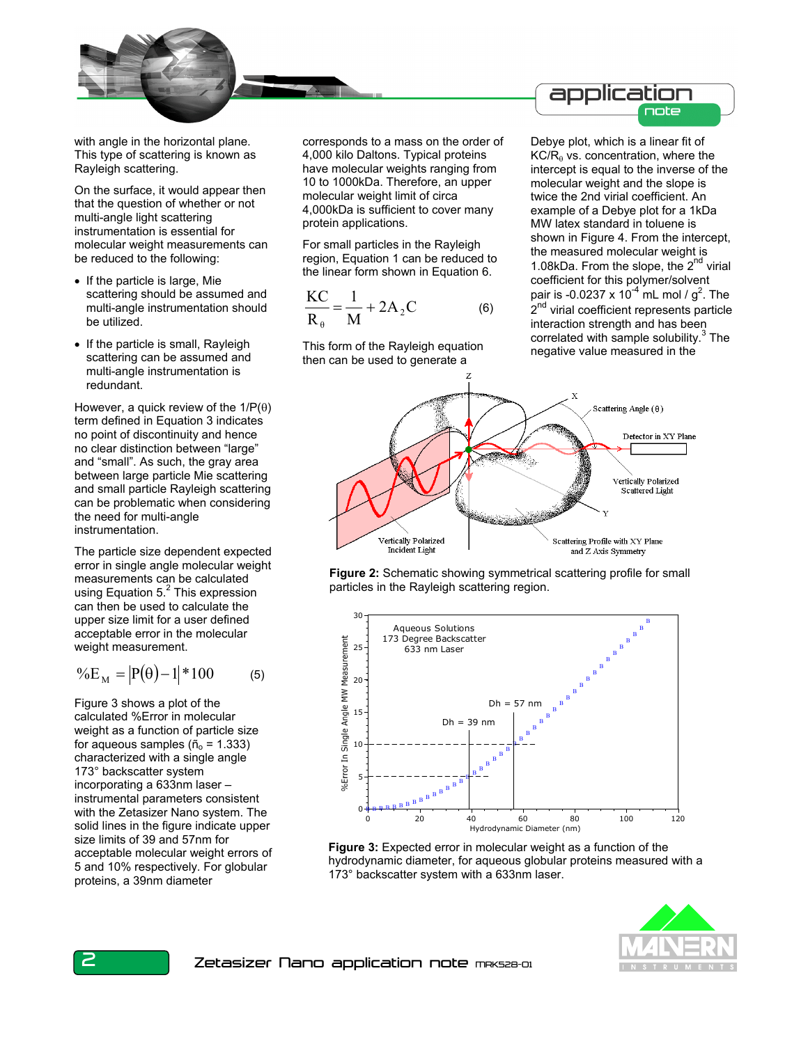with angle in the horizontal plane. This type of scattering is known as Rayleigh scattering.

On the surface, it would appear then that the question of whether or not multi-angle light scattering instrumentation is essential for molecular weight measurements can be reduced to the following:

- If the particle is large, Mie scattering should be assumed and multi-angle instrumentation should be utilized.
- If the particle is small, Rayleigh scattering can be assumed and multi-angle instrumentation is redundant.

However, a quick review of the $1/P(\theta)$ term defined in Equation 3 indicates no point of discontinuity and hence no clear distinction between "large" and "small". As such, the gray area between large particle Mie scattering and small particle Rayleigh scattering can be problematic when considering the need for multi-angle instrumentation.

The particle size dependent expected error in single angle molecular weight measurements can be calculated using Equation 5.[2] This expression can then be used to calculate the upper size limit for a user defined acceptable error in the molecular weight measurement.

$$\%E_M = |P(\theta) - 1| * 100 \qquad (5)$$

Figure 3 shows a plot of the calculated %Error in molecular weight as a function of particle size for aqueous samples ($\tilde{n}_o = 1.333$) characterized with a single angle 173° backscatter system incorporating a 633nm laser – instrumental parameters consistent with the Zetasizer Nano system. The solid lines in the figure indicate upper size limits of 39 and 57nm for acceptable molecular weight errors of 5 and 10% respectively. For globular proteins, a 39nm diameter corresponds to a mass on the order of 4,000 kilo Daltons. Typical proteins have molecular weights ranging from 10 to 1000kDa. Therefore, an upper molecular weight limit of circa 4,000kDa is sufficient to cover many protein applications.

For small particles in the Rayleigh region, Equation 1 can be reduced to the linear form shown in Equation 6.

$$\frac{KC}{R_\theta} = \frac{1}{M} + 2A_2C \qquad (6)$$

This form of the Rayleigh equation then can be used to generate a Debye plot, which is a linear fit of $KC/R_\theta$ vs. concentration, where the intercept is equal to the inverse of the molecular weight and the slope is twice the 2nd virial coefficient. An example of a Debye plot for a 1kDa MW latex standard in toluene is shown in Figure 4. From the intercept, the measured molecular weight is 1.08kDa. From the slope, the $2^{nd}$ virial coefficient for this polymer/solvent pair is $-0.0237 \times 10^{-4}$ mL mol / g$^2$. The $2^{nd}$ virial coefficient represents particle interaction strength and has been correlated with sample solubility.[3] The negative value measured in the

**Figure 2:** Schematic showing symmetrical scattering profile for small particles in the Rayleigh scattering region.

**Figure 3:** Expected error in molecular weight as a function of the hydrodynamic diameter, for aqueous globular proteins measured with a 173° backscatter system with a 633nm laser.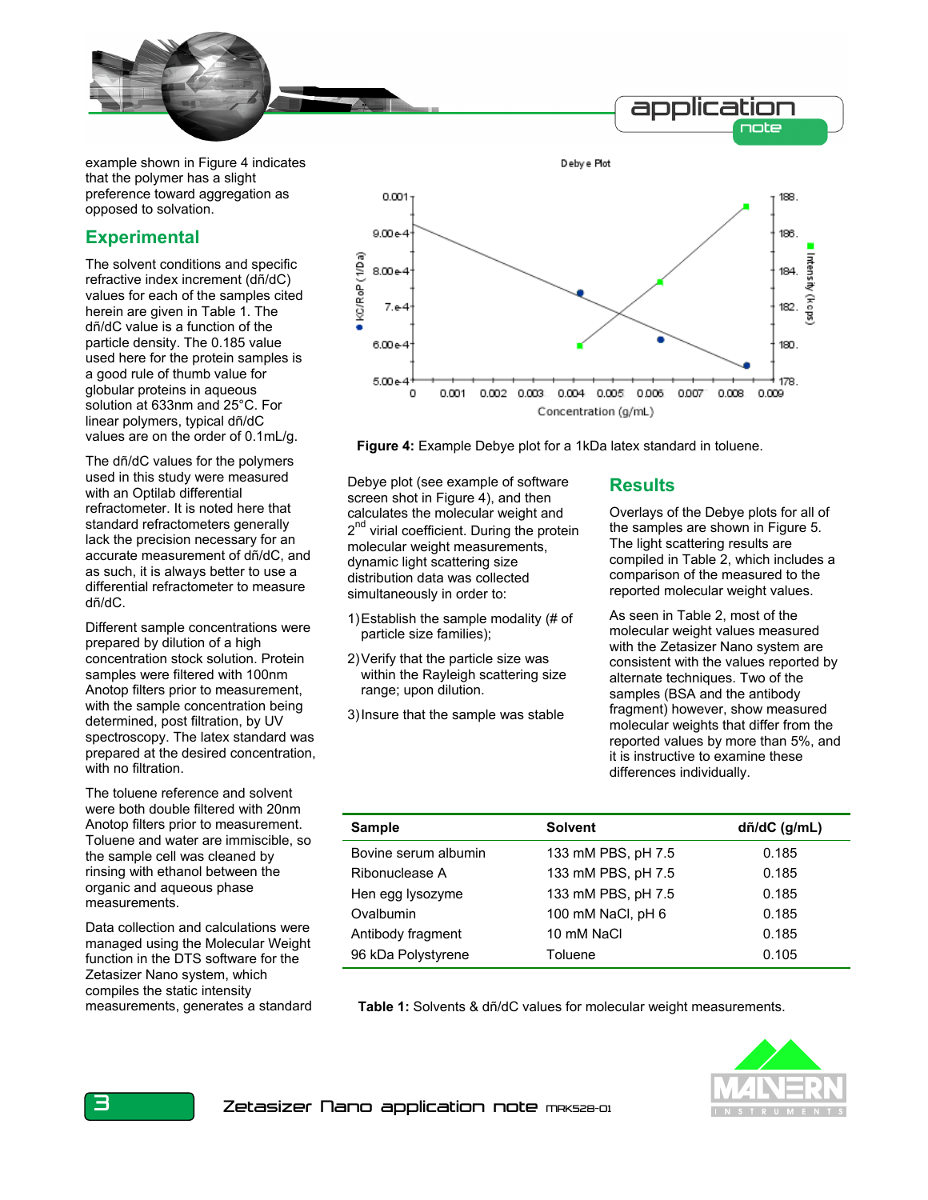example shown in Figure 4 indicates that the polymer has a slight preference toward aggregation as opposed to solvation.

## Experimental

The solvent conditions and specific refractive index increment (dñ/dC) values for each of the samples cited herein are given in Table 1. The dñ/dC value is a function of the particle density. The 0.185 value used here for the protein samples is a good rule of thumb value for globular proteins in aqueous solution at 633nm and 25°C. For linear polymers, typical dñ/dC values are on the order of 0.1mL/g.

The dñ/dC values for the polymers used in this study were measured with an Optilab differential refractometer. It is noted here that standard refractometers generally lack the precision necessary for an accurate measurement of dñ/dC, and as such, it is always better to use a differential refractometer to measure dñ/dC.

Different sample concentrations were prepared by dilution of a high concentration stock solution. Protein samples were filtered with 100nm Anotop filters prior to measurement, with the sample concentration being determined, post filtration, by UV spectroscopy. The latex standard was prepared at the desired concentration, with no filtration.

The toluene reference and solvent were both double filtered with 20nm Anotop filters prior to measurement. Toluene and water are immiscible, so the sample cell was cleaned by rinsing with ethanol between the organic and aqueous phase measurements.

Data collection and calculations were managed using the Molecular Weight function in the DTS software for the Zetasizer Nano system, which compiles the static intensity measurements, generates a standard Debye plot (see example of software screen shot in Figure 4), and then calculates the molecular weight and 2[nd] virial coefficient. During the protein molecular weight measurements, dynamic light scattering size distribution data was collected simultaneously in order to:

1) Establish the sample modality (# of particle size families);
2) Verify that the particle size was within the Rayleigh scattering size range; upon dilution.
3) Insure that the sample was stable

**Figure 4:** Example Debye plot for a 1kDa latex standard in toluene.

## Results

Overlays of the Debye plots for all of the samples are shown in Figure 5. The light scattering results are compiled in Table 2, which includes a comparison of the measured to the reported molecular weight values.

As seen in Table 2, most of the molecular weight values measured with the Zetasizer Nano system are consistent with the values reported by alternate techniques. Two of the samples (BSA and the antibody fragment) however, show measured molecular weights that differ from the reported values by more than 5%, and it is instructive to examine these differences individually.

| Sample | Solvent | dñ/dC (g/mL) |
|---|---|---|
| Bovine serum albumin | 133 mM PBS, pH 7.5 | 0.185 |
| Ribonuclease A | 133 mM PBS, pH 7.5 | 0.185 |
| Hen egg lysozyme | 133 mM PBS, pH 7.5 | 0.185 |
| Ovalbumin | 100 mM NaCl, pH 6 | 0.185 |
| Antibody fragment | 10 mM NaCl | 0.185 |
| 96 kDa Polystyrene | Toluene | 0.105 |

**Table 1:** Solvents & dñ/dC values for molecular weight measurements.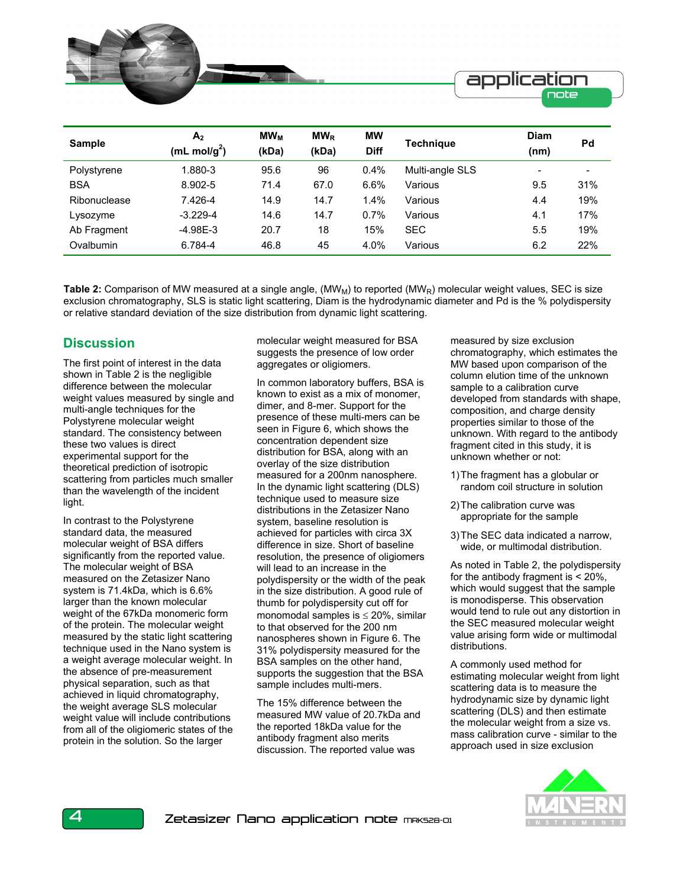| Sample | $A_2$ (mL mol/g$^2$) | $MW_M$ (kDa) | $MW_R$ (kDa) | MW Diff | Technique | Diam (nm) | Pd |
|---|---|---|---|---|---|---|---|
| Polystyrene | 1.880-3 | 95.6 | 96 | 0.4% | Multi-angle SLS | - | - |
| BSA | 8.902-5 | 71.4 | 67.0 | 6.6% | Various | 9.5 | 31% |
| Ribonuclease | 7.426-4 | 14.9 | 14.7 | 1.4% | Various | 4.4 | 19% |
| Lysozyme | -3.229-4 | 14.6 | 14.7 | 0.7% | Various | 4.1 | 17% |
| Ab Fragment | -4.98E-3 | 20.7 | 18 | 15% | SEC | 5.5 | 19% |
| Ovalbumin | 6.784-4 | 46.8 | 45 | 4.0% | Various | 6.2 | 22% |

**Table 2:** Comparison of MW measured at a single angle, ($MW_M$) to reported ($MW_R$) molecular weight values, SEC is size exclusion chromatography, SLS is static light scattering, Diam is the hydrodynamic diameter and Pd is the % polydispersity or relative standard deviation of the size distribution from dynamic light scattering.

## Discussion

The first point of interest in the data shown in Table 2 is the negligible difference between the molecular weight values measured by single and multi-angle techniques for the Polystyrene molecular weight standard. The consistency between these two values is direct experimental support for the theoretical prediction of isotropic scattering from particles much smaller than the wavelength of the incident light.

In contrast to the Polystyrene standard data, the measured molecular weight of BSA differs significantly from the reported value. The molecular weight of BSA measured on the Zetasizer Nano system is 71.4kDa, which is 6.6% larger than the known molecular weight of the 67kDa monomeric form of the protein. The molecular weight measured by the static light scattering technique used in the Nano system is a weight average molecular weight. In the absence of pre-measurement physical separation, such as that achieved in liquid chromatography, the weight average SLS molecular weight value will include contributions from all of the oligiomeric states of the protein in the solution. So the larger molecular weight measured for BSA suggests the presence of low order aggregates or oligiomers.

In common laboratory buffers, BSA is known to exist as a mix of monomer, dimer, and 8-mer. Support for the presence of these multi-mers can be seen in Figure 6, which shows the concentration dependent size distribution for BSA, along with an overlay of the size distribution measured for a 200nm nanosphere. In the dynamic light scattering (DLS) technique used to measure size distributions in the Zetasizer Nano system, baseline resolution is achieved for particles with circa 3X difference in size. Short of baseline resolution, the presence of oligiomers will lead to an increase in the polydispersity or the width of the peak in the size distribution. A good rule of thumb for polydispersity cut off for monomodal samples is ≤ 20%, similar to that observed for the 200 nm nanospheres shown in Figure 6. The 31% polydispersity measured for the BSA samples on the other hand, supports the suggestion that the BSA sample includes multi-mers.

The 15% difference between the measured MW value of 20.7kDa and the reported 18kDa value for the antibody fragment also merits discussion. The reported value was measured by size exclusion chromatography, which estimates the MW based upon comparison of the column elution time of the unknown sample to a calibration curve developed from standards with shape, composition, and charge density properties similar to those of the unknown. With regard to the antibody fragment cited in this study, it is unknown whether or not:

1) The fragment has a globular or random coil structure in solution
2) The calibration curve was appropriate for the sample
3) The SEC data indicated a narrow, wide, or multimodal distribution.

As noted in Table 2, the polydispersity for the antibody fragment is < 20%, which would suggest that the sample is monodisperse. This observation would tend to rule out any distortion in the SEC measured molecular weight value arising form wide or multimodal distributions.

A commonly used method for estimating molecular weight from light scattering data is to measure the hydrodynamic size by dynamic light scattering (DLS) and then estimate the molecular weight from a size vs. mass calibration curve - similar to the approach used in size exclusion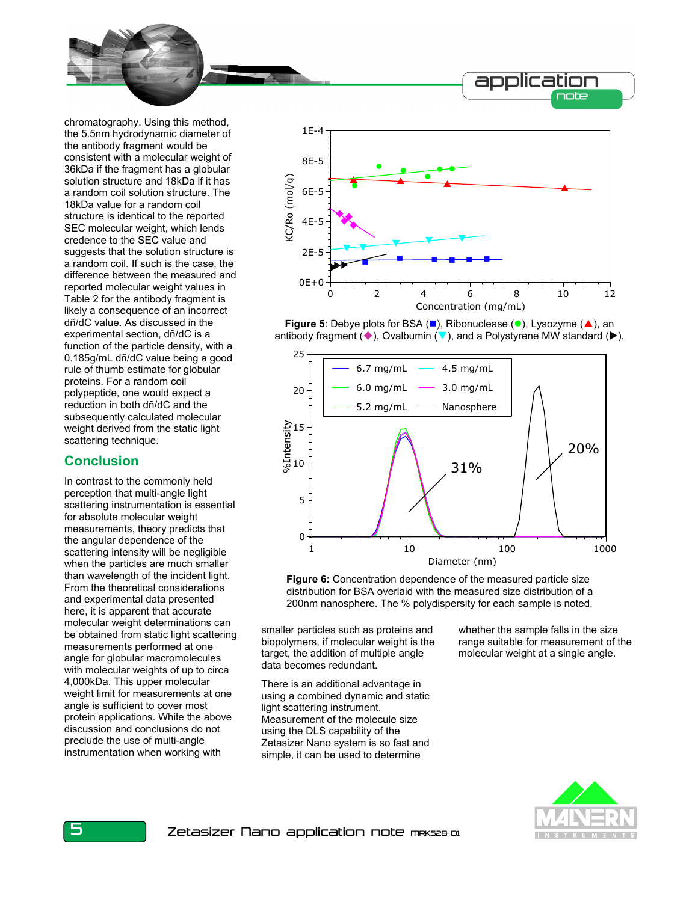chromatography. Using this method, the 5.5nm hydrodynamic diameter of the antibody fragment would be consistent with a molecular weight of 36kDa if the fragment has a globular solution structure and 18kDa if it has a random coil solution structure. The 18kDa value for a random coil structure is identical to the reported SEC molecular weight, which lends credence to the SEC value and suggests that the solution structure is a random coil. If such is the case, the difference between the measured and reported molecular weight values in Table 2 for the antibody fragment is likely a consequence of an incorrect dñ/dC value. As discussed in the experimental section, dñ/dC is a function of the particle density, with a 0.185g/mL dñ/dC value being a good rule of thumb estimate for globular proteins. For a random coil polypeptide, one would expect a reduction in both dñ/dC and the subsequently calculated molecular weight derived from the static light scattering technique.

## Conclusion

In contrast to the commonly held perception that multi-angle light scattering instrumentation is essential for absolute molecular weight measurements, theory predicts that the angular dependence of the scattering intensity will be negligible when the particles are much smaller than wavelength of the incident light. From the theoretical considerations and experimental data presented here, it is apparent that accurate molecular weight determinations can be obtained from static light scattering measurements performed at one angle for globular macromolecules with molecular weights of up to circa 4,000kDa. This upper molecular weight limit for measurements at one angle is sufficient to cover most protein applications. While the above discussion and conclusions do not preclude the use of multi-angle instrumentation when working with smaller particles such as proteins and biopolymers, if molecular weight is the target, the addition of multiple angle data becomes redundant.

There is an additional advantage in using a combined dynamic and static light scattering instrument. Measurement of the molecule size using the DLS capability of the Zetasizer Nano system is so fast and simple, it can be used to determine whether the sample falls in the size range suitable for measurement of the molecular weight at a single angle.

**Figure 5**: Debye plots for BSA (■), Ribonuclease (●), Lysozyme (▲), an antibody fragment (◆), Ovalbumin (▼), and a Polystyrene MW standard (▶).

**Figure 6:** Concentration dependence of the measured particle size distribution for BSA overlaid with the measured size distribution of a 200nm nanosphere. The % polydispersity for each sample is noted.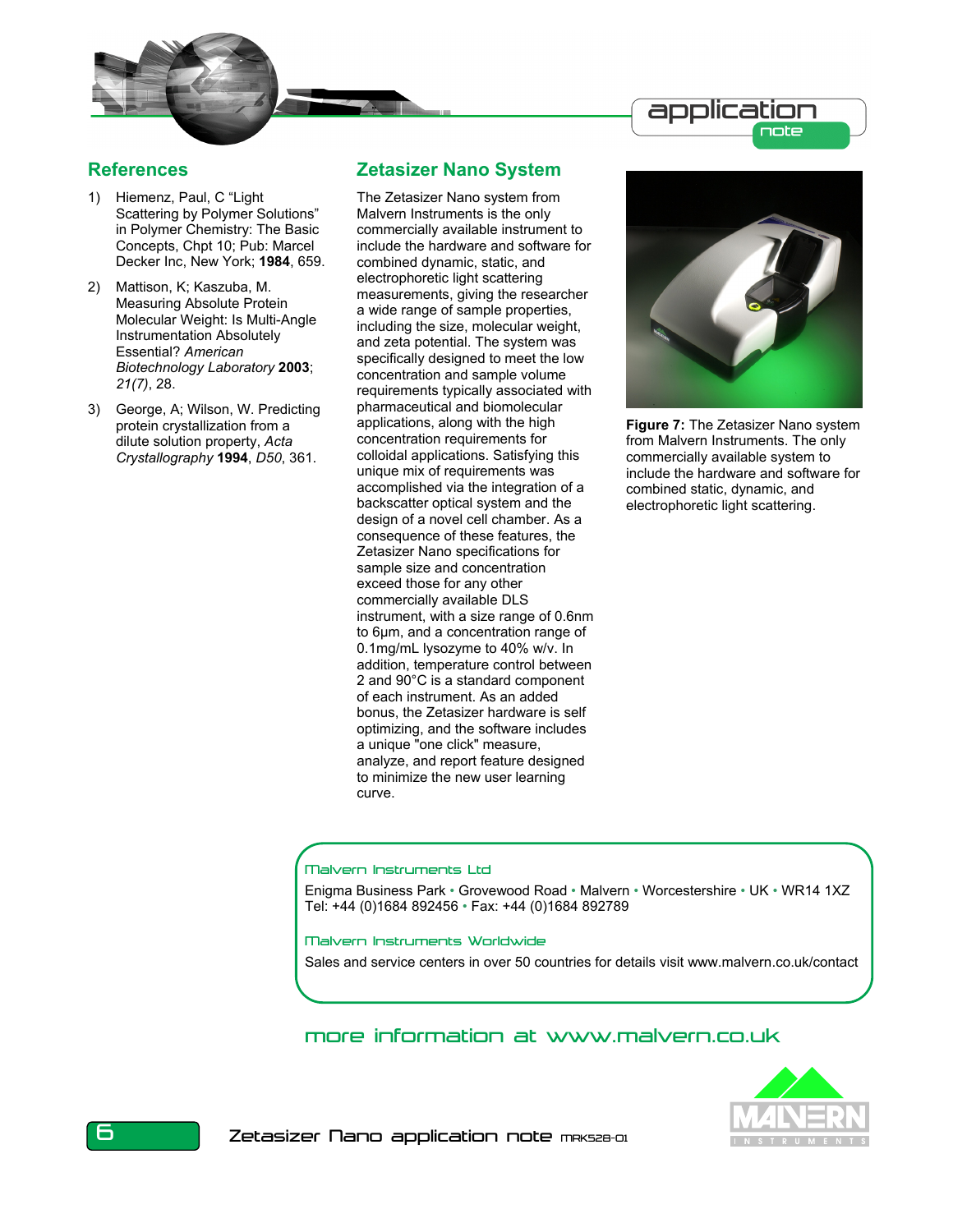## References

1) Hiemenz, Paul, C "Light Scattering by Polymer Solutions" in Polymer Chemistry: The Basic Concepts, Chpt 10; Pub: Marcel Decker Inc, New York; **1984**, 659.

2) Mattison, K; Kaszuba, M. Measuring Absolute Protein Molecular Weight: Is Multi-Angle Instrumentation Absolutely Essential? *American Biotechnology Laboratory* **2003**; *21(7)*, 28.

3) George, A; Wilson, W. Predicting protein crystallization from a dilute solution property, *Acta Crystallography* **1994**, *D50*, 361.

## Zetasizer Nano System

The Zetasizer Nano system from Malvern Instruments is the only commercially available instrument to include the hardware and software for combined dynamic, static, and electrophoretic light scattering measurements, giving the researcher a wide range of sample properties, including the size, molecular weight, and zeta potential. The system was specifically designed to meet the low concentration and sample volume requirements typically associated with pharmaceutical and biomolecular applications, along with the high concentration requirements for colloidal applications. Satisfying this unique mix of requirements was accomplished via the integration of a backscatter optical system and the design of a novel cell chamber. As a consequence of these features, the Zetasizer Nano specifications for sample size and concentration exceed those for any other commercially available DLS instrument, with a size range of 0.6nm to 6µm, and a concentration range of 0.1mg/mL lysozyme to 40% w/v. In addition, temperature control between 2 and 90°C is a standard component of each instrument. As an added bonus, the Zetasizer hardware is self optimizing, and the software includes a unique "one click" measure, analyze, and report feature designed to minimize the new user learning curve.

**Figure 7:** The Zetasizer Nano system from Malvern Instruments. The only commercially available system to include the hardware and software for combined static, dynamic, and electrophoretic light scattering.

Malvern Instruments Ltd

Enigma Business Park • Grovewood Road • Malvern • Worcestershire • UK • WR14 1XZ
Tel: +44 (0)1684 892456 • Fax: +44 (0)1684 892789

Malvern Instruments Worldwide

Sales and service centers in over 50 countries for details visit www.malvern.co.uk/contact

more information at www.malvern.co.uk

Zetasizer Nano application note MRK528-01